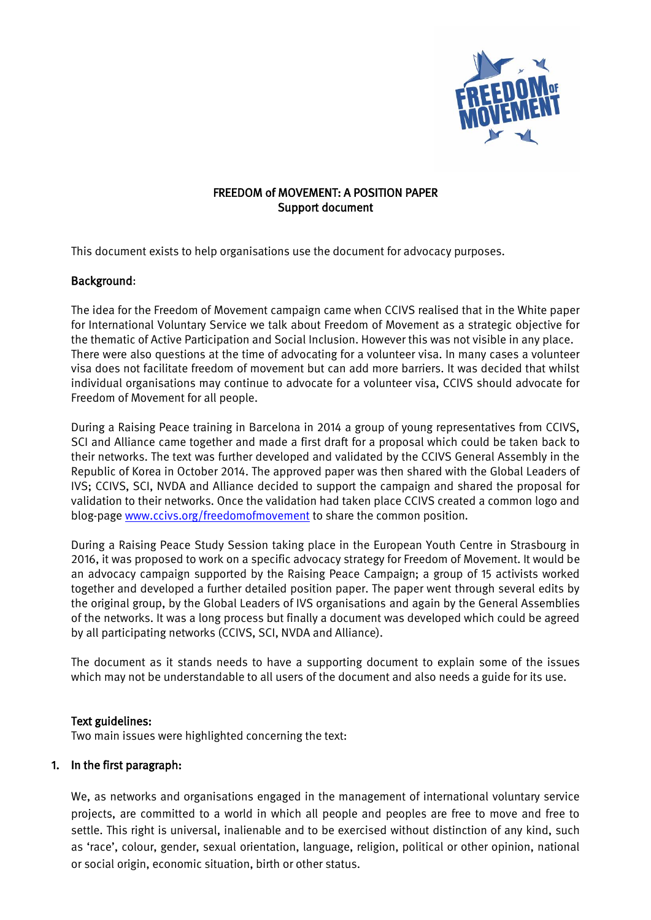# FREEDOM of MOVEMENT: A POSITION PAPER
## Support document

This document exists to help organisations use the document for advocacy purposes.

### Background:

The idea for the Freedom of Movement campaign came when CCIVS realised that in the White paper for International Voluntary Service we talk about Freedom of Movement as a strategic objective for the thematic of Active Participation and Social Inclusion. However this was not visible in any place. There were also questions at the time of advocating for a volunteer visa. In many cases a volunteer visa does not facilitate freedom of movement but can add more barriers. It was decided that whilst individual organisations may continue to advocate for a volunteer visa, CCIVS should advocate for Freedom of Movement for all people.

During a Raising Peace training in Barcelona in 2014 a group of young representatives from CCIVS, SCI and Alliance came together and made a first draft for a proposal which could be taken back to their networks. The text was further developed and validated by the CCIVS General Assembly in the Republic of Korea in October 2014. The approved paper was then shared with the Global Leaders of IVS; CCIVS, SCI, NVDA and Alliance decided to support the campaign and shared the proposal for validation to their networks. Once the validation had taken place CCIVS created a common logo and blog-page [www.ccivs.org/freedomofmovement](www.ccivs.org/freedomofmovement) to share the common position.

During a Raising Peace Study Session taking place in the European Youth Centre in Strasbourg in 2016, it was proposed to work on a specific advocacy strategy for Freedom of Movement. It would be an advocacy campaign supported by the Raising Peace Campaign; a group of 15 activists worked together and developed a further detailed position paper. The paper went through several edits by the original group, by the Global Leaders of IVS organisations and again by the General Assemblies of the networks. It was a long process but finally a document was developed which could be agreed by all participating networks (CCIVS, SCI, NVDA and Alliance).

The document as it stands needs to have a supporting document to explain some of the issues which may not be understandable to all users of the document and also needs a guide for its use.

### Text guidelines:

Two main issues were highlighted concerning the text:

1. **In the first paragraph:**

   We, as networks and organisations engaged in the management of international voluntary service projects, are committed to a world in which all people and peoples are free to move and free to settle. This right is universal, inalienable and to be exercised without distinction of any kind, such as 'race', colour, gender, sexual orientation, language, religion, political or other opinion, national or social origin, economic situation, birth or other status.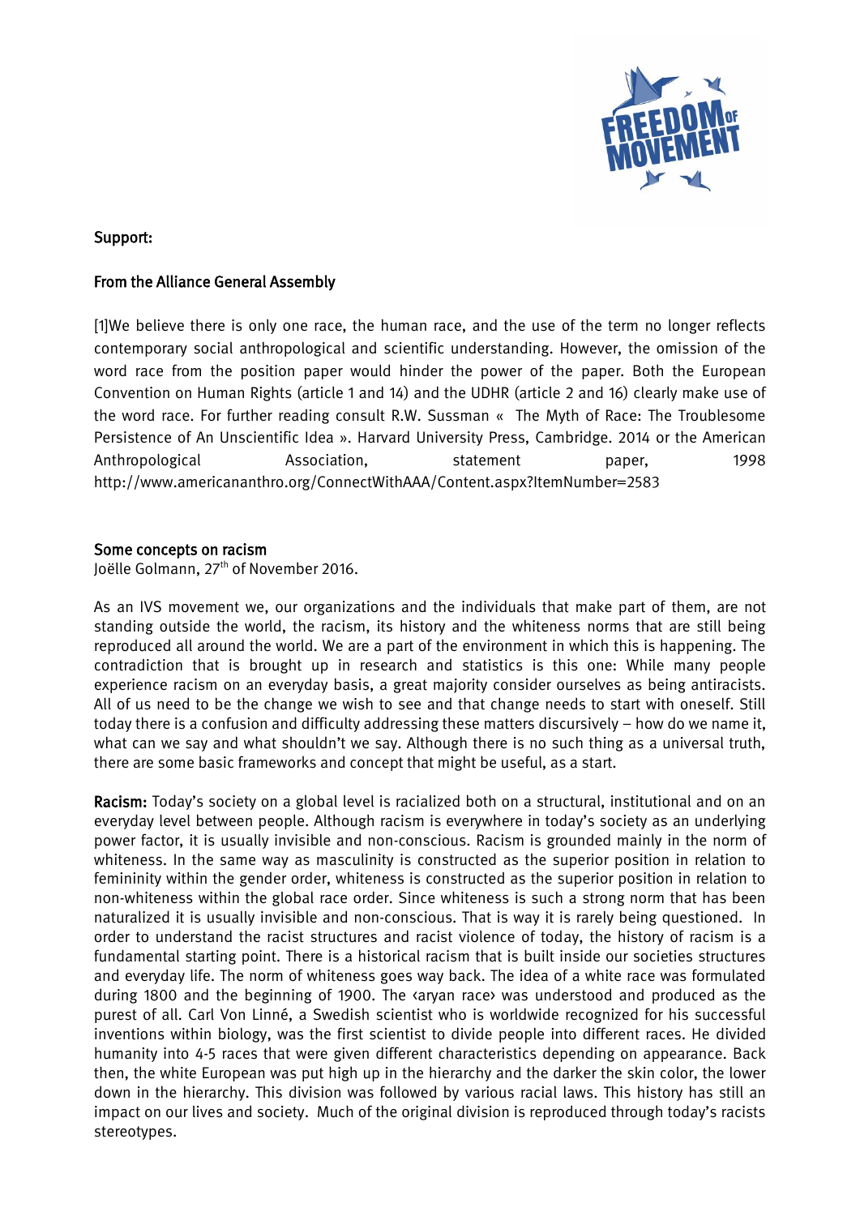Support:

## From the Alliance General Assembly

[1]We believe there is only one race, the human race, and the use of the term no longer reflects contemporary social anthropological and scientific understanding. However, the omission of the word race from the position paper would hinder the power of the paper. Both the European Convention on Human Rights (article 1 and 14) and the UDHR (article 2 and 16) clearly make use of the word race. For further reading consult R.W. Sussman « The Myth of Race: The Troublesome Persistence of An Unscientific Idea ». Harvard University Press, Cambridge. 2014 or the American Anthropological Association, statement paper, 1998 http://www.americananthro.org/ConnectWithAAA/Content.aspx?ItemNumber=2583

## Some concepts on racism

Joëlle Golmann, 27th of November 2016.

As an IVS movement we, our organizations and the individuals that make part of them, are not standing outside the world, the racism, its history and the whiteness norms that are still being reproduced all around the world. We are a part of the environment in which this is happening. The contradiction that is brought up in research and statistics is this one: While many people experience racism on an everyday basis, a great majority consider ourselves as being antiracists. All of us need to be the change we wish to see and that change needs to start with oneself. Still today there is a confusion and difficulty addressing these matters discursively – how do we name it, what can we say and what shouldn't we say. Although there is no such thing as a universal truth, there are some basic frameworks and concept that might be useful, as a start.

**Racism:** Today's society on a global level is racialized both on a structural, institutional and on an everyday level between people. Although racism is everywhere in today's society as an underlying power factor, it is usually invisible and non-conscious. Racism is grounded mainly in the norm of whiteness. In the same way as masculinity is constructed as the superior position in relation to femininity within the gender order, whiteness is constructed as the superior position in relation to non-whiteness within the global race order. Since whiteness is such a strong norm that has been naturalized it is usually invisible and non-conscious. That is way it is rarely being questioned. In order to understand the racist structures and racist violence of today, the history of racism is a fundamental starting point. There is a historical racism that is built inside our societies structures and everyday life. The norm of whiteness goes way back. The idea of a white race was formulated during 1800 and the beginning of 1900. The ‹aryan race› was understood and produced as the purest of all. Carl Von Linné, a Swedish scientist who is worldwide recognized for his successful inventions within biology, was the first scientist to divide people into different races. He divided humanity into 4-5 races that were given different characteristics depending on appearance. Back then, the white European was put high up in the hierarchy and the darker the skin color, the lower down in the hierarchy. This division was followed by various racial laws. This history has still an impact on our lives and society. Much of the original division is reproduced through today's racists stereotypes.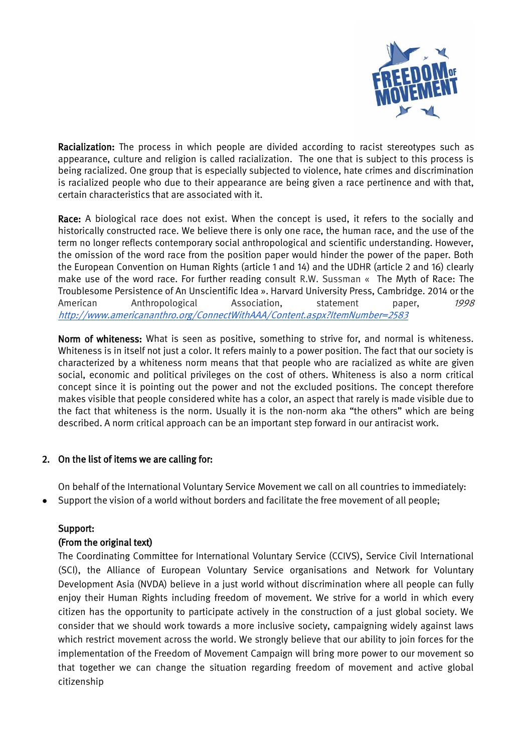**Racialization:** The process in which people are divided according to racist stereotypes such as appearance, culture and religion is called racialization. The one that is subject to this process is being racialized. One group that is especially subjected to violence, hate crimes and discrimination is racialized people who due to their appearance are being given a race pertinence and with that, certain characteristics that are associated with it.

**Race:** A biological race does not exist. When the concept is used, it refers to the socially and historically constructed race. We believe there is only one race, the human race, and the use of the term no longer reflects contemporary social anthropological and scientific understanding. However, the omission of the word race from the position paper would hinder the power of the paper. Both the European Convention on Human Rights (article 1 and 14) and the UDHR (article 2 and 16) clearly make use of the word race. For further reading consult R.W. Sussman « The Myth of Race: The Troublesome Persistence of An Unscientific Idea ». Harvard University Press, Cambridge. 2014 or the American Anthropological Association, statement paper, *1998* *http://www.americananthro.org/ConnectWithAAA/Content.aspx?ItemNumber=2583*

**Norm of whiteness:** What is seen as positive, something to strive for, and normal is whiteness. Whiteness is in itself not just a color. It refers mainly to a power position. The fact that our society is characterized by a whiteness norm means that that people who are racialized as white are given social, economic and political privileges on the cost of others. Whiteness is also a norm critical concept since it is pointing out the power and not the excluded positions. The concept therefore makes visible that people considered white has a color, an aspect that rarely is made visible due to the fact that whiteness is the norm. Usually it is the non-norm aka "the others" which are being described. A norm critical approach can be an important step forward in our antiracist work.

## 2. On the list of items we are calling for:

On behalf of the International Voluntary Service Movement we call on all countries to immediately:

- Support the vision of a world without borders and facilitate the free movement of all people;

**Support:**

**(From the original text)**

The Coordinating Committee for International Voluntary Service (CCIVS), Service Civil International (SCI), the Alliance of European Voluntary Service organisations and Network for Voluntary Development Asia (NVDA) believe in a just world without discrimination where all people can fully enjoy their Human Rights including freedom of movement. We strive for a world in which every citizen has the opportunity to participate actively in the construction of a just global society. We consider that we should work towards a more inclusive society, campaigning widely against laws which restrict movement across the world. We strongly believe that our ability to join forces for the implementation of the Freedom of Movement Campaign will bring more power to our movement so that together we can change the situation regarding freedom of movement and active global citizenship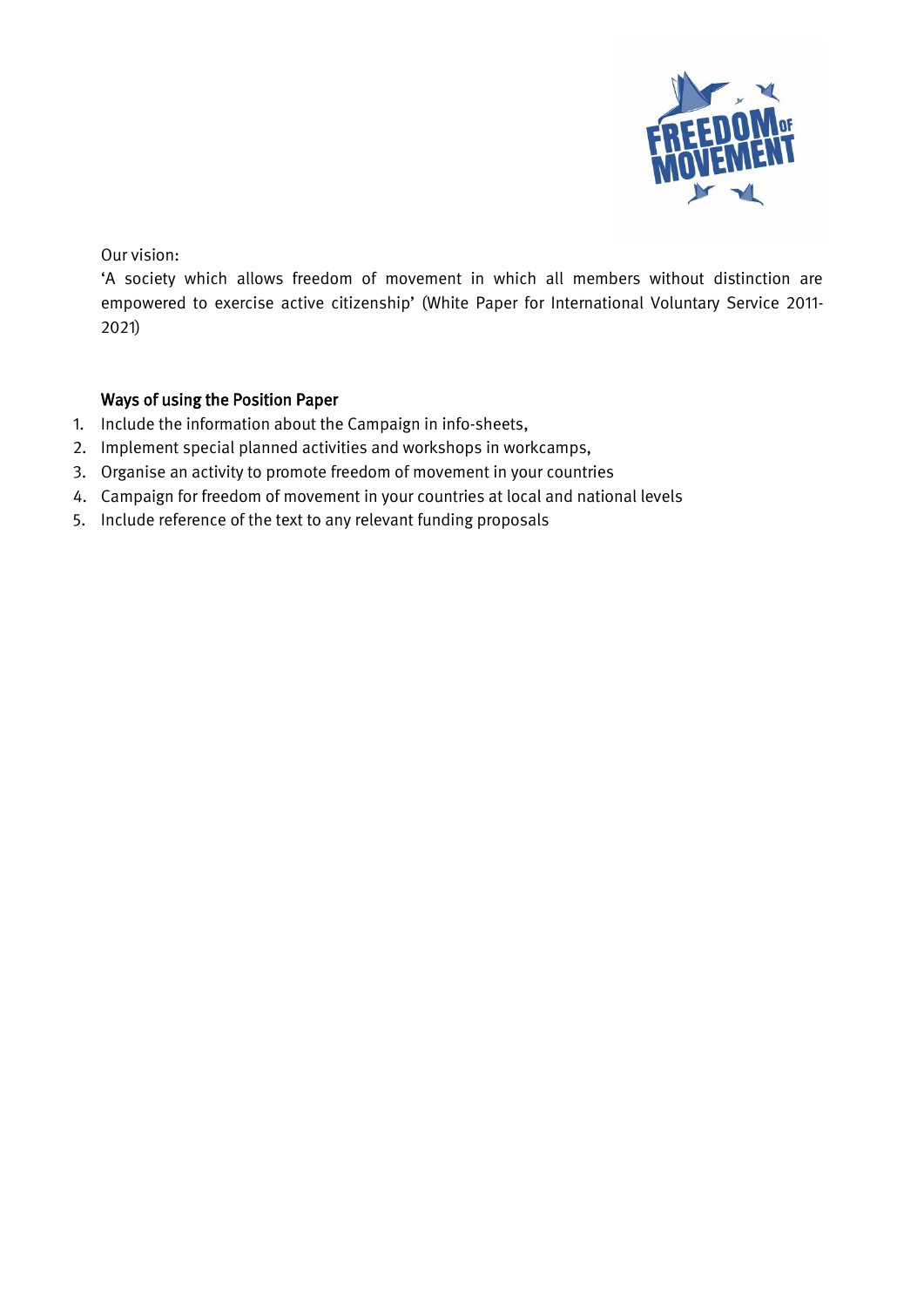Our vision:

'A society which allows freedom of movement in which all members without distinction are empowered to exercise active citizenship' (White Paper for International Voluntary Service 2011-2021)

## Ways of using the Position Paper

1. Include the information about the Campaign in info-sheets,
2. Implement special planned activities and workshops in workcamps,
3. Organise an activity to promote freedom of movement in your countries
4. Campaign for freedom of movement in your countries at local and national levels
5. Include reference of the text to any relevant funding proposals